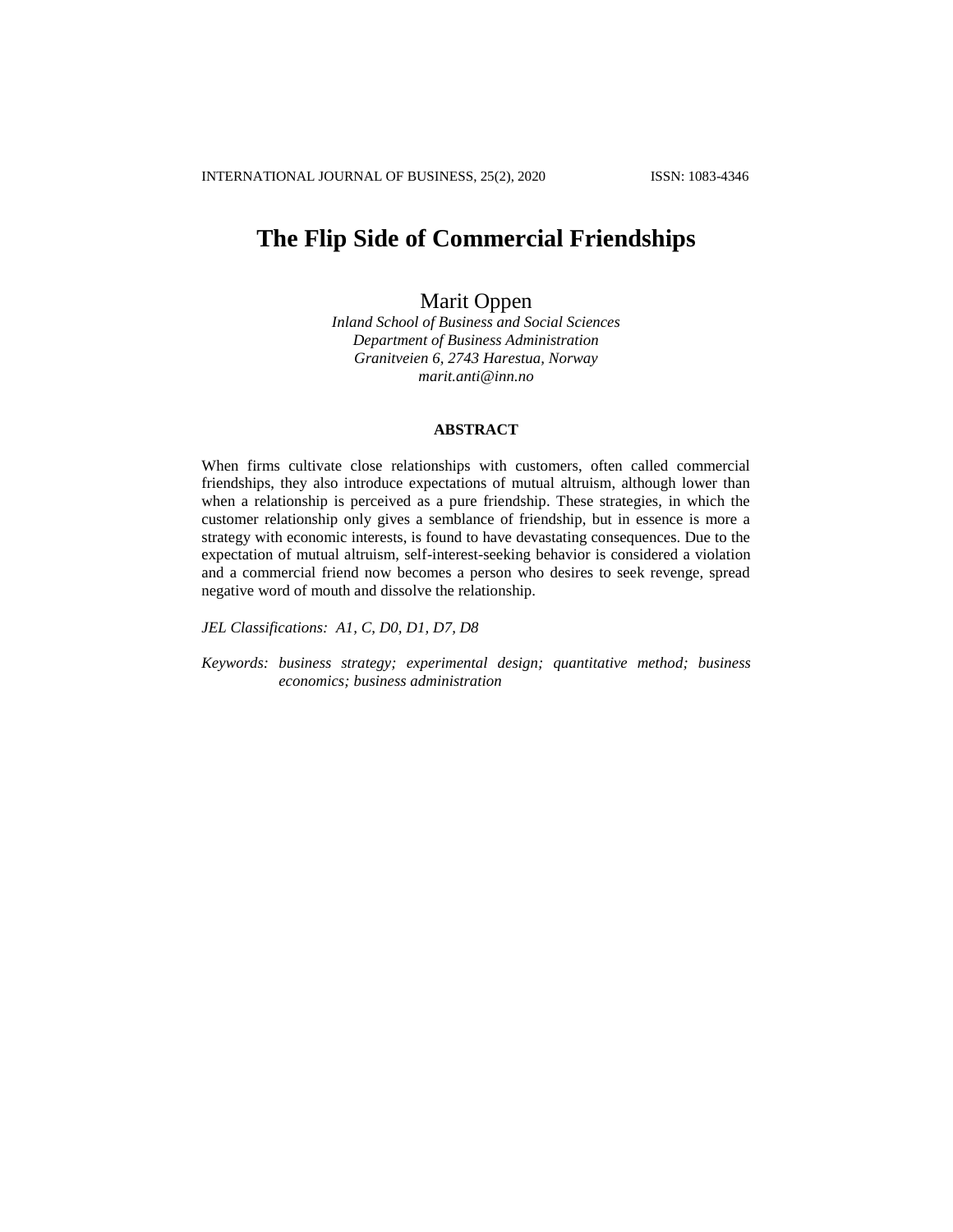# The Flip Side of Commercial Friendships

Marit Oppen

*Inland School of Business and Social Sciences*
*Department of Business Administration*
*Granitveien 6, 2743 Harestua, Norway*
*marit.anti@inn.no*

## ABSTRACT

When firms cultivate close relationships with customers, often called commercial friendships, they also introduce expectations of mutual altruism, although lower than when a relationship is perceived as a pure friendship. These strategies, in which the customer relationship only gives a semblance of friendship, but in essence is more a strategy with economic interests, is found to have devastating consequences. Due to the expectation of mutual altruism, self-interest-seeking behavior is considered a violation and a commercial friend now becomes a person who desires to seek revenge, spread negative word of mouth and dissolve the relationship.

*JEL Classifications: A1, C, D0, D1, D7, D8*

*Keywords: business strategy; experimental design; quantitative method; business economics; business administration*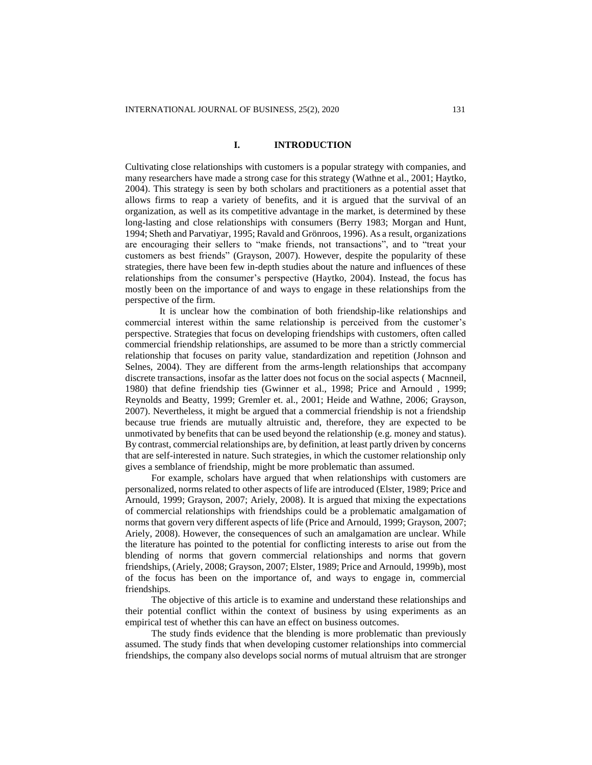# I. INTRODUCTION

Cultivating close relationships with customers is a popular strategy with companies, and many researchers have made a strong case for this strategy (Wathne et al., 2001; Haytko, 2004). This strategy is seen by both scholars and practitioners as a potential asset that allows firms to reap a variety of benefits, and it is argued that the survival of an organization, as well as its competitive advantage in the market, is determined by these long-lasting and close relationships with consumers (Berry 1983; Morgan and Hunt, 1994; Sheth and Parvatiyar, 1995; Ravald and Grönroos, 1996). As a result, organizations are encouraging their sellers to "make friends, not transactions", and to "treat your customers as best friends" (Grayson, 2007). However, despite the popularity of these strategies, there have been few in-depth studies about the nature and influences of these relationships from the consumer's perspective (Haytko, 2004). Instead, the focus has mostly been on the importance of and ways to engage in these relationships from the perspective of the firm.

It is unclear how the combination of both friendship-like relationships and commercial interest within the same relationship is perceived from the customer's perspective. Strategies that focus on developing friendships with customers, often called commercial friendship relationships, are assumed to be more than a strictly commercial relationship that focuses on parity value, standardization and repetition (Johnson and Selnes, 2004). They are different from the arms-length relationships that accompany discrete transactions, insofar as the latter does not focus on the social aspects ( Macnneil, 1980) that define friendship ties (Gwinner et al., 1998; Price and Arnould , 1999; Reynolds and Beatty, 1999; Gremler et. al., 2001; Heide and Wathne, 2006; Grayson, 2007). Nevertheless, it might be argued that a commercial friendship is not a friendship because true friends are mutually altruistic and, therefore, they are expected to be unmotivated by benefits that can be used beyond the relationship (e.g. money and status). By contrast, commercial relationships are, by definition, at least partly driven by concerns that are self-interested in nature. Such strategies, in which the customer relationship only gives a semblance of friendship, might be more problematic than assumed.

For example, scholars have argued that when relationships with customers are personalized, norms related to other aspects of life are introduced (Elster, 1989; Price and Arnould, 1999; Grayson, 2007; Ariely, 2008). It is argued that mixing the expectations of commercial relationships with friendships could be a problematic amalgamation of norms that govern very different aspects of life (Price and Arnould, 1999; Grayson, 2007; Ariely, 2008). However, the consequences of such an amalgamation are unclear. While the literature has pointed to the potential for conflicting interests to arise out from the blending of norms that govern commercial relationships and norms that govern friendships, (Ariely, 2008; Grayson, 2007; Elster, 1989; Price and Arnould, 1999b), most of the focus has been on the importance of, and ways to engage in, commercial friendships.

The objective of this article is to examine and understand these relationships and their potential conflict within the context of business by using experiments as an empirical test of whether this can have an effect on business outcomes.

The study finds evidence that the blending is more problematic than previously assumed. The study finds that when developing customer relationships into commercial friendships, the company also develops social norms of mutual altruism that are stronger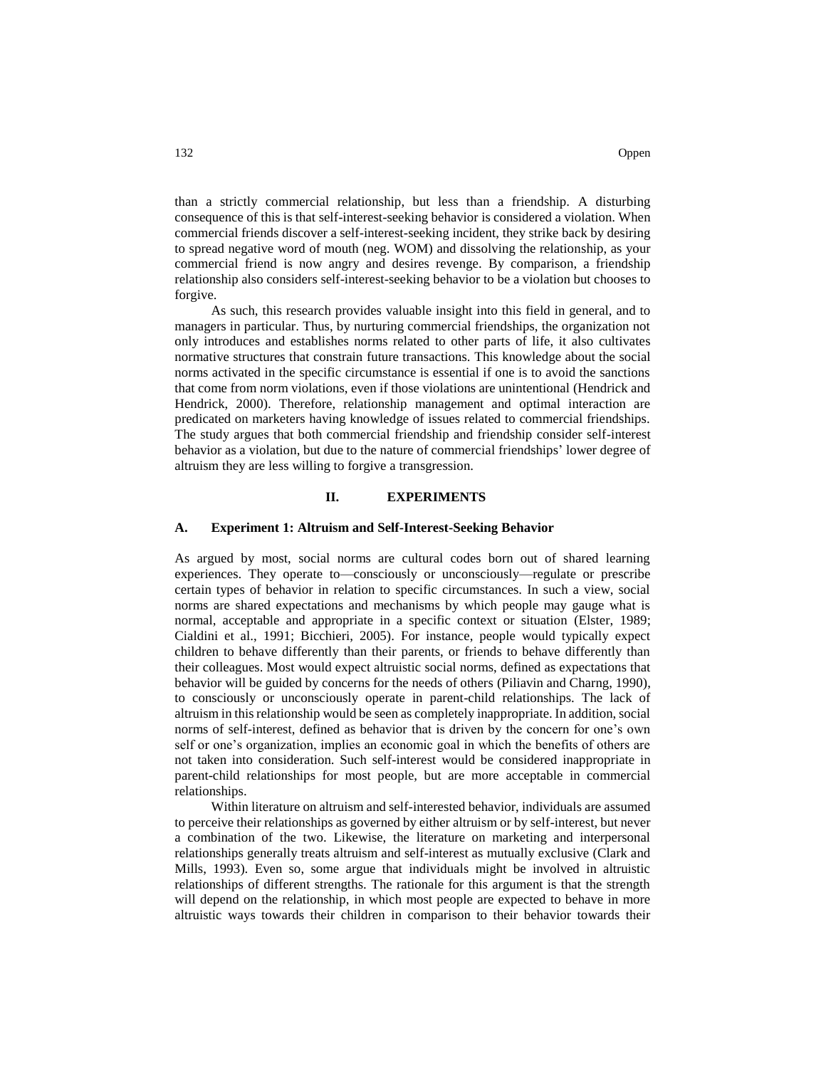than a strictly commercial relationship, but less than a friendship. A disturbing consequence of this is that self-interest-seeking behavior is considered a violation. When commercial friends discover a self-interest-seeking incident, they strike back by desiring to spread negative word of mouth (neg. WOM) and dissolving the relationship, as your commercial friend is now angry and desires revenge. By comparison, a friendship relationship also considers self-interest-seeking behavior to be a violation but chooses to forgive.

As such, this research provides valuable insight into this field in general, and to managers in particular. Thus, by nurturing commercial friendships, the organization not only introduces and establishes norms related to other parts of life, it also cultivates normative structures that constrain future transactions. This knowledge about the social norms activated in the specific circumstance is essential if one is to avoid the sanctions that come from norm violations, even if those violations are unintentional (Hendrick and Hendrick, 2000). Therefore, relationship management and optimal interaction are predicated on marketers having knowledge of issues related to commercial friendships. The study argues that both commercial friendship and friendship consider self-interest behavior as a violation, but due to the nature of commercial friendships' lower degree of altruism they are less willing to forgive a transgression.

## II. EXPERIMENTS

### A. Experiment 1: Altruism and Self-Interest-Seeking Behavior

As argued by most, social norms are cultural codes born out of shared learning experiences. They operate to—consciously or unconsciously—regulate or prescribe certain types of behavior in relation to specific circumstances. In such a view, social norms are shared expectations and mechanisms by which people may gauge what is normal, acceptable and appropriate in a specific context or situation (Elster, 1989; Cialdini et al., 1991; Bicchieri, 2005). For instance, people would typically expect children to behave differently than their parents, or friends to behave differently than their colleagues. Most would expect altruistic social norms, defined as expectations that behavior will be guided by concerns for the needs of others (Piliavin and Charng, 1990), to consciously or unconsciously operate in parent-child relationships. The lack of altruism in this relationship would be seen as completely inappropriate. In addition, social norms of self-interest, defined as behavior that is driven by the concern for one's own self or one's organization, implies an economic goal in which the benefits of others are not taken into consideration. Such self-interest would be considered inappropriate in parent-child relationships for most people, but are more acceptable in commercial relationships.

Within literature on altruism and self-interested behavior, individuals are assumed to perceive their relationships as governed by either altruism or by self-interest, but never a combination of the two. Likewise, the literature on marketing and interpersonal relationships generally treats altruism and self-interest as mutually exclusive (Clark and Mills, 1993). Even so, some argue that individuals might be involved in altruistic relationships of different strengths. The rationale for this argument is that the strength will depend on the relationship, in which most people are expected to behave in more altruistic ways towards their children in comparison to their behavior towards their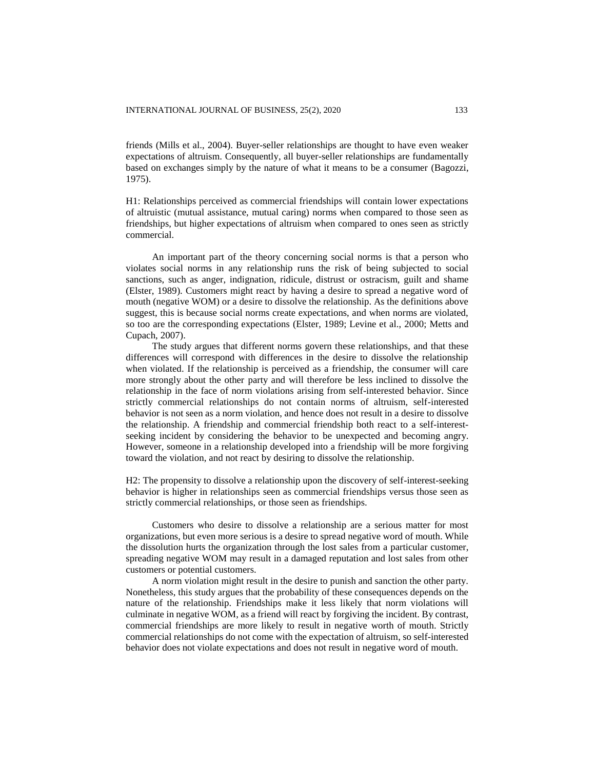friends (Mills et al., 2004). Buyer-seller relationships are thought to have even weaker expectations of altruism. Consequently, all buyer-seller relationships are fundamentally based on exchanges simply by the nature of what it means to be a consumer (Bagozzi, 1975).

H1: Relationships perceived as commercial friendships will contain lower expectations of altruistic (mutual assistance, mutual caring) norms when compared to those seen as friendships, but higher expectations of altruism when compared to ones seen as strictly commercial.

An important part of the theory concerning social norms is that a person who violates social norms in any relationship runs the risk of being subjected to social sanctions, such as anger, indignation, ridicule, distrust or ostracism, guilt and shame (Elster, 1989). Customers might react by having a desire to spread a negative word of mouth (negative WOM) or a desire to dissolve the relationship. As the definitions above suggest, this is because social norms create expectations, and when norms are violated, so too are the corresponding expectations (Elster, 1989; Levine et al., 2000; Metts and Cupach, 2007).

The study argues that different norms govern these relationships, and that these differences will correspond with differences in the desire to dissolve the relationship when violated. If the relationship is perceived as a friendship, the consumer will care more strongly about the other party and will therefore be less inclined to dissolve the relationship in the face of norm violations arising from self-interested behavior. Since strictly commercial relationships do not contain norms of altruism, self-interested behavior is not seen as a norm violation, and hence does not result in a desire to dissolve the relationship. A friendship and commercial friendship both react to a self-interest-seeking incident by considering the behavior to be unexpected and becoming angry. However, someone in a relationship developed into a friendship will be more forgiving toward the violation, and not react by desiring to dissolve the relationship.

H2: The propensity to dissolve a relationship upon the discovery of self-interest-seeking behavior is higher in relationships seen as commercial friendships versus those seen as strictly commercial relationships, or those seen as friendships.

Customers who desire to dissolve a relationship are a serious matter for most organizations, but even more serious is a desire to spread negative word of mouth. While the dissolution hurts the organization through the lost sales from a particular customer, spreading negative WOM may result in a damaged reputation and lost sales from other customers or potential customers.

A norm violation might result in the desire to punish and sanction the other party. Nonetheless, this study argues that the probability of these consequences depends on the nature of the relationship. Friendships make it less likely that norm violations will culminate in negative WOM, as a friend will react by forgiving the incident. By contrast, commercial friendships are more likely to result in negative worth of mouth. Strictly commercial relationships do not come with the expectation of altruism, so self-interested behavior does not violate expectations and does not result in negative word of mouth.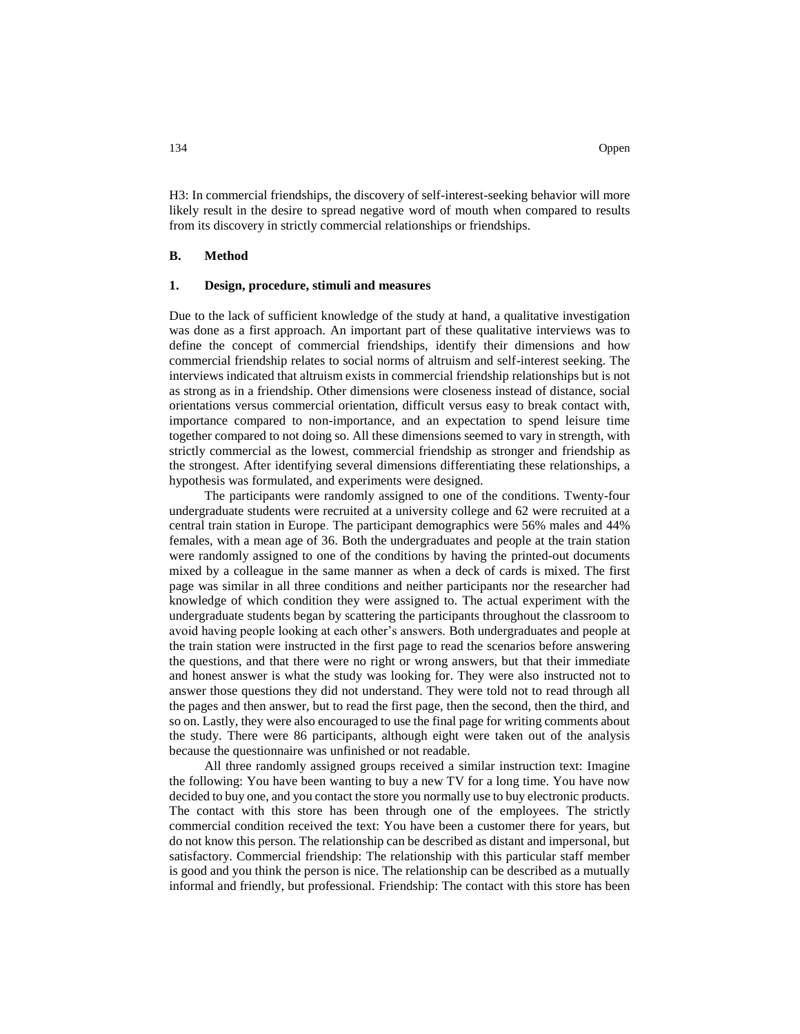H3: In commercial friendships, the discovery of self-interest-seeking behavior will more likely result in the desire to spread negative word of mouth when compared to results from its discovery in strictly commercial relationships or friendships.

## B. Method

### 1. Design, procedure, stimuli and measures

Due to the lack of sufficient knowledge of the study at hand, a qualitative investigation was done as a first approach. An important part of these qualitative interviews was to define the concept of commercial friendships, identify their dimensions and how commercial friendship relates to social norms of altruism and self-interest seeking. The interviews indicated that altruism exists in commercial friendship relationships but is not as strong as in a friendship. Other dimensions were closeness instead of distance, social orientations versus commercial orientation, difficult versus easy to break contact with, importance compared to non-importance, and an expectation to spend leisure time together compared to not doing so. All these dimensions seemed to vary in strength, with strictly commercial as the lowest, commercial friendship as stronger and friendship as the strongest. After identifying several dimensions differentiating these relationships, a hypothesis was formulated, and experiments were designed.

The participants were randomly assigned to one of the conditions. Twenty-four undergraduate students were recruited at a university college and 62 were recruited at a central train station in Europe. The participant demographics were 56% males and 44% females, with a mean age of 36. Both the undergraduates and people at the train station were randomly assigned to one of the conditions by having the printed-out documents mixed by a colleague in the same manner as when a deck of cards is mixed. The first page was similar in all three conditions and neither participants nor the researcher had knowledge of which condition they were assigned to. The actual experiment with the undergraduate students began by scattering the participants throughout the classroom to avoid having people looking at each other's answers. Both undergraduates and people at the train station were instructed in the first page to read the scenarios before answering the questions, and that there were no right or wrong answers, but that their immediate and honest answer is what the study was looking for. They were also instructed not to answer those questions they did not understand. They were told not to read through all the pages and then answer, but to read the first page, then the second, then the third, and so on. Lastly, they were also encouraged to use the final page for writing comments about the study. There were 86 participants, although eight were taken out of the analysis because the questionnaire was unfinished or not readable.

All three randomly assigned groups received a similar instruction text: Imagine the following: You have been wanting to buy a new TV for a long time. You have now decided to buy one, and you contact the store you normally use to buy electronic products. The contact with this store has been through one of the employees. The strictly commercial condition received the text: You have been a customer there for years, but do not know this person. The relationship can be described as distant and impersonal, but satisfactory. Commercial friendship: The relationship with this particular staff member is good and you think the person is nice. The relationship can be described as a mutually informal and friendly, but professional. Friendship: The contact with this store has been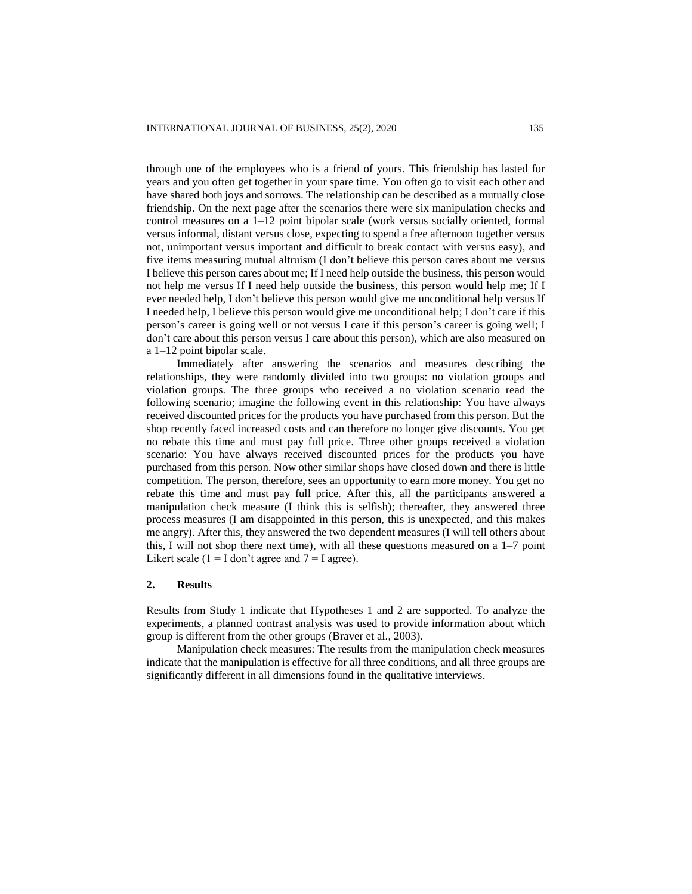through one of the employees who is a friend of yours. This friendship has lasted for years and you often get together in your spare time. You often go to visit each other and have shared both joys and sorrows. The relationship can be described as a mutually close friendship. On the next page after the scenarios there were six manipulation checks and control measures on a 1–12 point bipolar scale (work versus socially oriented, formal versus informal, distant versus close, expecting to spend a free afternoon together versus not, unimportant versus important and difficult to break contact with versus easy), and five items measuring mutual altruism (I don't believe this person cares about me versus I believe this person cares about me; If I need help outside the business, this person would not help me versus If I need help outside the business, this person would help me; If I ever needed help, I don't believe this person would give me unconditional help versus If I needed help, I believe this person would give me unconditional help; I don't care if this person's career is going well or not versus I care if this person's career is going well; I don't care about this person versus I care about this person), which are also measured on a 1–12 point bipolar scale.

Immediately after answering the scenarios and measures describing the relationships, they were randomly divided into two groups: no violation groups and violation groups. The three groups who received a no violation scenario read the following scenario; imagine the following event in this relationship: You have always received discounted prices for the products you have purchased from this person. But the shop recently faced increased costs and can therefore no longer give discounts. You get no rebate this time and must pay full price. Three other groups received a violation scenario: You have always received discounted prices for the products you have purchased from this person. Now other similar shops have closed down and there is little competition. The person, therefore, sees an opportunity to earn more money. You get no rebate this time and must pay full price. After this, all the participants answered a manipulation check measure (I think this is selfish); thereafter, they answered three process measures (I am disappointed in this person, this is unexpected, and this makes me angry). After this, they answered the two dependent measures (I will tell others about this, I will not shop there next time), with all these questions measured on a 1–7 point Likert scale (1 = I don't agree and 7 = I agree).

## 2. Results

Results from Study 1 indicate that Hypotheses 1 and 2 are supported. To analyze the experiments, a planned contrast analysis was used to provide information about which group is different from the other groups (Braver et al., 2003).

Manipulation check measures: The results from the manipulation check measures indicate that the manipulation is effective for all three conditions, and all three groups are significantly different in all dimensions found in the qualitative interviews.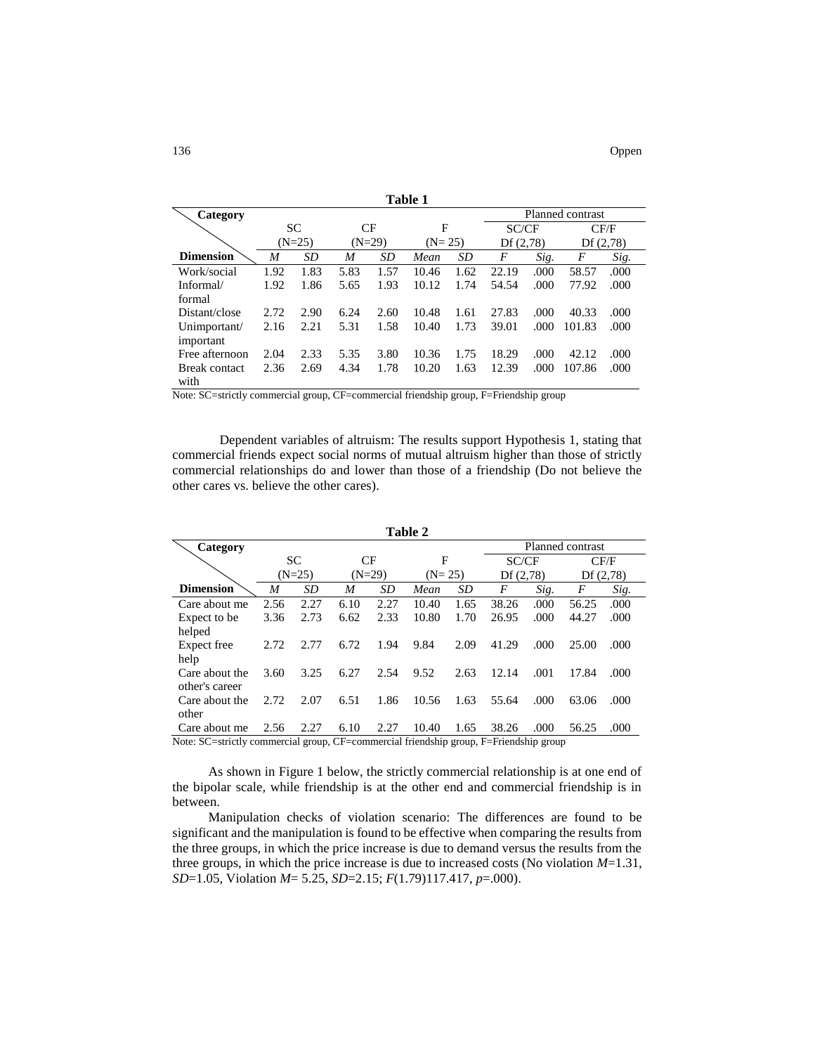**Table 1**

| Category / Dimension | SC (N=25) | | CF (N=29) | | F (N= 25) | | Planned contrast SC/CF Df (2,78) | | Planned contrast CF/F Df (2,78) | |
|---|---|---|---|---|---|---|---|---|---|---|
| | *M* | *SD* | *M* | *SD* | *Mean* | *SD* | *F* | *Sig.* | *F* | *Sig.* |
| Work/social | 1.92 | 1.83 | 5.83 | 1.57 | 10.46 | 1.62 | 22.19 | .000 | 58.57 | .000 |
| Informal/ formal | 1.92 | 1.86 | 5.65 | 1.93 | 10.12 | 1.74 | 54.54 | .000 | 77.92 | .000 |
| Distant/close | 2.72 | 2.90 | 6.24 | 2.60 | 10.48 | 1.61 | 27.83 | .000 | 40.33 | .000 |
| Unimportant/ important | 2.16 | 2.21 | 5.31 | 1.58 | 10.40 | 1.73 | 39.01 | .000 | 101.83 | .000 |
| Free afternoon | 2.04 | 2.33 | 5.35 | 3.80 | 10.36 | 1.75 | 18.29 | .000 | 42.12 | .000 |
| Break contact with | 2.36 | 2.69 | 4.34 | 1.78 | 10.20 | 1.63 | 12.39 | .000 | 107.86 | .000 |

Note: SC=strictly commercial group, CF=commercial friendship group, F=Friendship group

Dependent variables of altruism: The results support Hypothesis 1, stating that commercial friends expect social norms of mutual altruism higher than those of strictly commercial relationships do and lower than those of a friendship (Do not believe the other cares vs. believe the other cares).

**Table 2**

| Category / Dimension | SC (N=25) | | CF (N=29) | | F (N= 25) | | Planned contrast SC/CF Df (2,78) | | Planned contrast CF/F Df (2,78) | |
|---|---|---|---|---|---|---|---|---|---|---|
| | *M* | *SD* | *M* | *SD* | *Mean* | *SD* | *F* | *Sig.* | *F* | *Sig.* |
| Care about me | 2.56 | 2.27 | 6.10 | 2.27 | 10.40 | 1.65 | 38.26 | .000 | 56.25 | .000 |
| Expect to be helped | 3.36 | 2.73 | 6.62 | 2.33 | 10.80 | 1.70 | 26.95 | .000 | 44.27 | .000 |
| Expect free help | 2.72 | 2.77 | 6.72 | 1.94 | 9.84 | 2.09 | 41.29 | .000 | 25.00 | .000 |
| Care about the other's career | 3.60 | 3.25 | 6.27 | 2.54 | 9.52 | 2.63 | 12.14 | .001 | 17.84 | .000 |
| Care about the other | 2.72 | 2.07 | 6.51 | 1.86 | 10.56 | 1.63 | 55.64 | .000 | 63.06 | .000 |
| Care about me | 2.56 | 2.27 | 6.10 | 2.27 | 10.40 | 1.65 | 38.26 | .000 | 56.25 | .000 |

Note: SC=strictly commercial group, CF=commercial friendship group, F=Friendship group

As shown in Figure 1 below, the strictly commercial relationship is at one end of the bipolar scale, while friendship is at the other end and commercial friendship is in between.

Manipulation checks of violation scenario: The differences are found to be significant and the manipulation is found to be effective when comparing the results from the three groups, in which the price increase is due to demand versus the results from the three groups, in which the price increase is due to increased costs (No violation $M$=1.31, $SD$=1.05, Violation $M$= 5.25, $SD$=2.15; $F$(1.79)117.417, $p$=.000).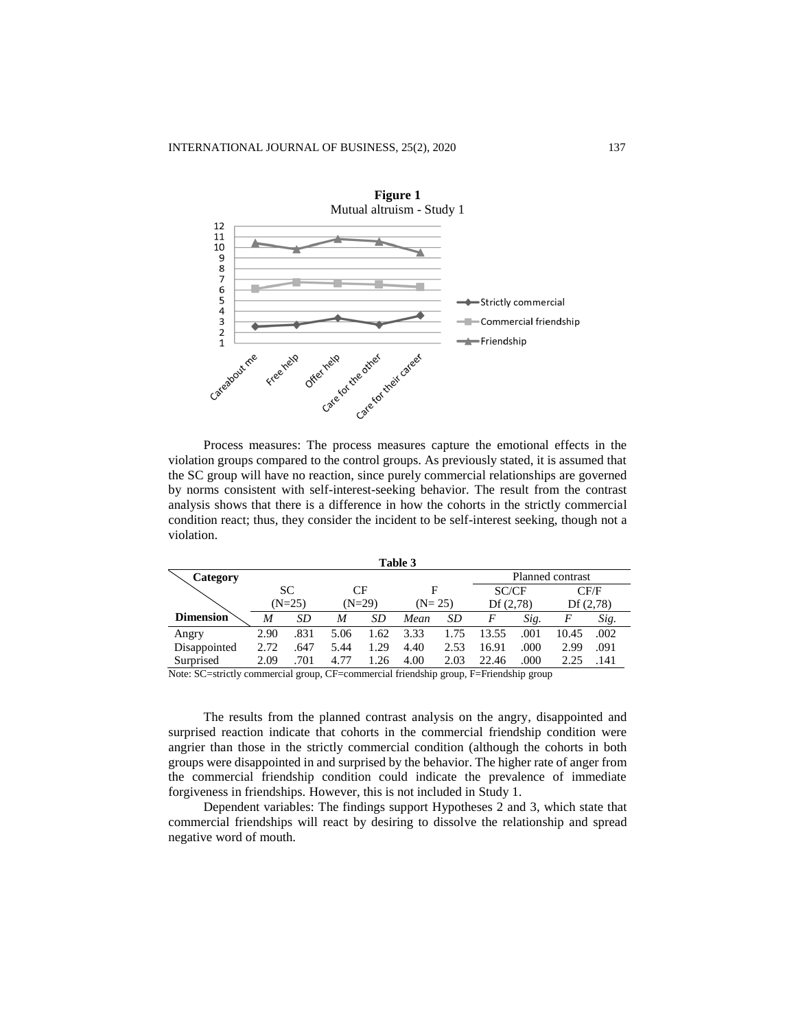**Figure 1**
Mutual altruism - Study 1

Process measures: The process measures capture the emotional effects in the violation groups compared to the control groups. As previously stated, it is assumed that the SC group will have no reaction, since purely commercial relationships are governed by norms consistent with self-interest-seeking behavior. The result from the contrast analysis shows that there is a difference in how the cohorts in the strictly commercial condition react; thus, they consider the incident to be self-interest seeking, though not a violation.

**Table 3**

| Category / Dimension | SC (N=25) | | CF (N=29) | | F (N= 25) | | Planned contrast SC/CF Df (2,78) | | CF/F Df (2,78) | |
|---|---|---|---|---|---|---|---|---|---|---|
| | *M* | *SD* | *M* | *SD* | *Mean* | *SD* | *F* | *Sig.* | *F* | *Sig.* |
| Angry | 2.90 | .831 | 5.06 | 1.62 | 3.33 | 1.75 | 13.55 | .001 | 10.45 | .002 |
| Disappointed | 2.72 | .647 | 5.44 | 1.29 | 4.40 | 2.53 | 16.91 | .000 | 2.99 | .091 |
| Surprised | 2.09 | .701 | 4.77 | 1.26 | 4.00 | 2.03 | 22.46 | .000 | 2.25 | .141 |

Note: SC=strictly commercial group, CF=commercial friendship group, F=Friendship group

The results from the planned contrast analysis on the angry, disappointed and surprised reaction indicate that cohorts in the commercial friendship condition were angrier than those in the strictly commercial condition (although the cohorts in both groups were disappointed in and surprised by the behavior. The higher rate of anger from the commercial friendship condition could indicate the prevalence of immediate forgiveness in friendships. However, this is not included in Study 1.

Dependent variables: The findings support Hypotheses 2 and 3, which state that commercial friendships will react by desiring to dissolve the relationship and spread negative word of mouth.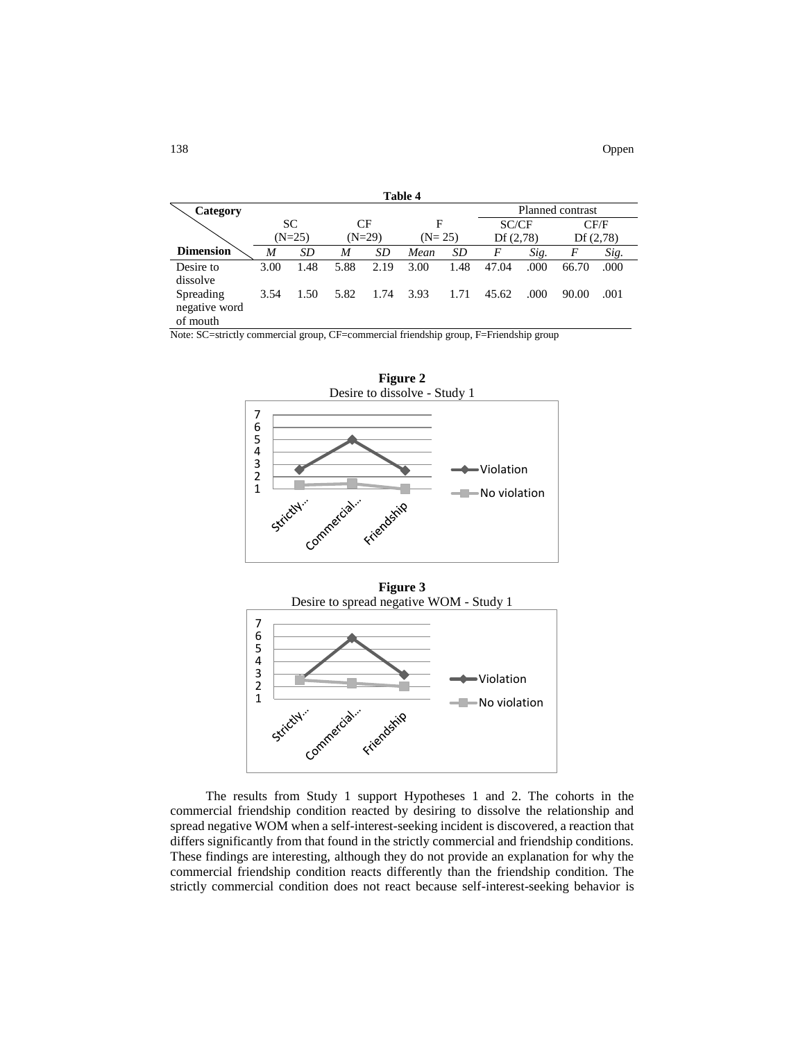**Table 4**

| Category / Dimension | SC (N=25) | | CF (N=29) | | F (N= 25) | | Planned contrast | | | |
|---|---|---|---|---|---|---|---|---|---|---|
| | | | | | | | SC/CF Df (2,78) | | CF/F Df (2,78) | |
| | *M* | *SD* | *M* | *SD* | *Mean* | *SD* | *F* | *Sig.* | *F* | *Sig.* |
| Desire to dissolve | 3.00 | 1.48 | 5.88 | 2.19 | 3.00 | 1.48 | 47.04 | .000 | 66.70 | .000 |
| Spreading negative word of mouth | 3.54 | 1.50 | 5.82 | 1.74 | 3.93 | 1.71 | 45.62 | .000 | 90.00 | .001 |

Note: SC=strictly commercial group, CF=commercial friendship group, F=Friendship group

**Figure 2**
Desire to dissolve - Study 1

**Figure 3**
Desire to spread negative WOM - Study 1

The results from Study 1 support Hypotheses 1 and 2. The cohorts in the commercial friendship condition reacted by desiring to dissolve the relationship and spread negative WOM when a self-interest-seeking incident is discovered, a reaction that differs significantly from that found in the strictly commercial and friendship conditions. These findings are interesting, although they do not provide an explanation for why the commercial friendship condition reacts differently than the friendship condition. The strictly commercial condition does not react because self-interest-seeking behavior is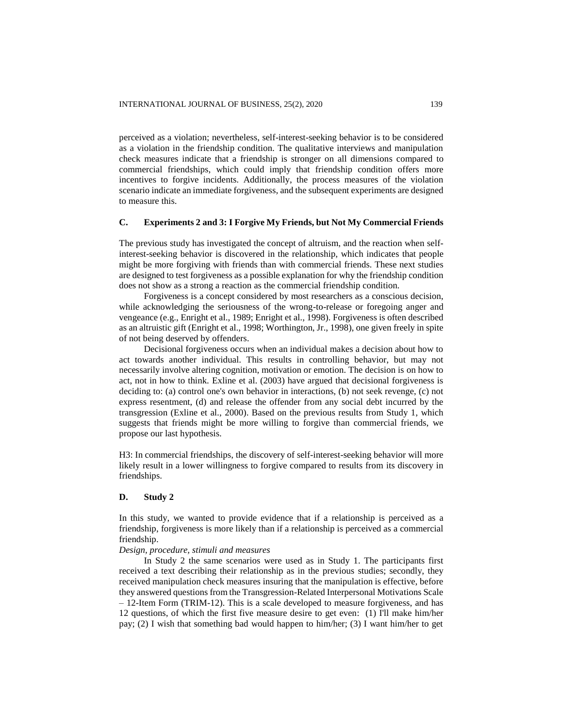perceived as a violation; nevertheless, self-interest-seeking behavior is to be considered as a violation in the friendship condition. The qualitative interviews and manipulation check measures indicate that a friendship is stronger on all dimensions compared to commercial friendships, which could imply that friendship condition offers more incentives to forgive incidents. Additionally, the process measures of the violation scenario indicate an immediate forgiveness, and the subsequent experiments are designed to measure this.

## C. Experiments 2 and 3: I Forgive My Friends, but Not My Commercial Friends

The previous study has investigated the concept of altruism, and the reaction when self-interest-seeking behavior is discovered in the relationship, which indicates that people might be more forgiving with friends than with commercial friends. These next studies are designed to test forgiveness as a possible explanation for why the friendship condition does not show as a strong a reaction as the commercial friendship condition.

Forgiveness is a concept considered by most researchers as a conscious decision, while acknowledging the seriousness of the wrong-to-release or foregoing anger and vengeance (e.g., Enright et al., 1989; Enright et al., 1998). Forgiveness is often described as an altruistic gift (Enright et al., 1998; Worthington, Jr., 1998), one given freely in spite of not being deserved by offenders.

Decisional forgiveness occurs when an individual makes a decision about how to act towards another individual. This results in controlling behavior, but may not necessarily involve altering cognition, motivation or emotion. The decision is on how to act, not in how to think. Exline et al. (2003) have argued that decisional forgiveness is deciding to: (a) control one's own behavior in interactions, (b) not seek revenge, (c) not express resentment, (d) and release the offender from any social debt incurred by the transgression (Exline et al., 2000). Based on the previous results from Study 1, which suggests that friends might be more willing to forgive than commercial friends, we propose our last hypothesis.

H3: In commercial friendships, the discovery of self-interest-seeking behavior will more likely result in a lower willingness to forgive compared to results from its discovery in friendships.

## D. Study 2

In this study, we wanted to provide evidence that if a relationship is perceived as a friendship, forgiveness is more likely than if a relationship is perceived as a commercial friendship.

*Design, procedure, stimuli and measures*

In Study 2 the same scenarios were used as in Study 1. The participants first received a text describing their relationship as in the previous studies; secondly, they received manipulation check measures insuring that the manipulation is effective, before they answered questions from the Transgression-Related Interpersonal Motivations Scale – 12-Item Form (TRIM-12). This is a scale developed to measure forgiveness, and has 12 questions, of which the first five measure desire to get even: (1) I'll make him/her pay; (2) I wish that something bad would happen to him/her; (3) I want him/her to get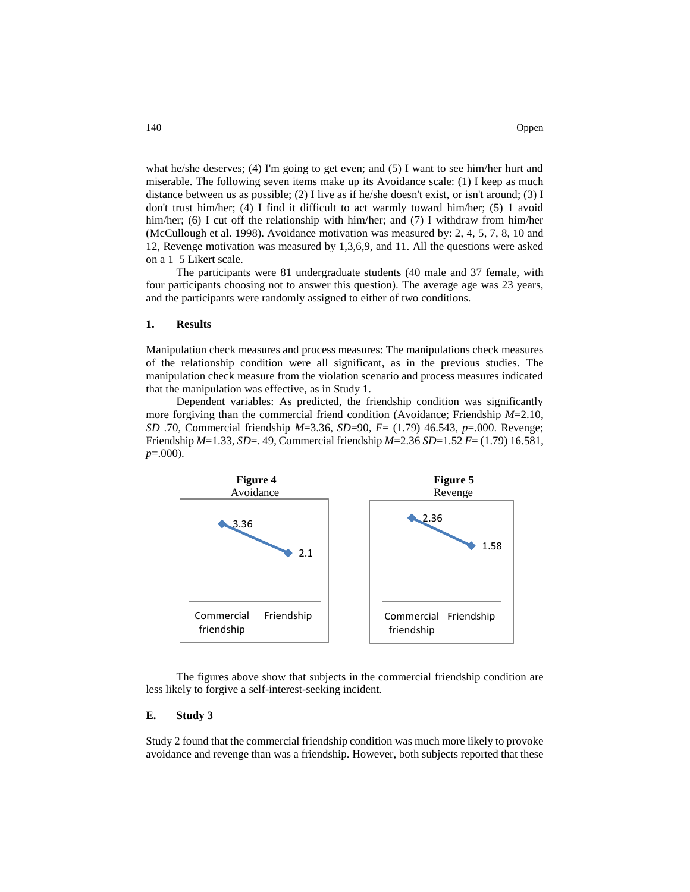what he/she deserves; (4) I'm going to get even; and (5) I want to see him/her hurt and miserable. The following seven items make up its Avoidance scale: (1) I keep as much distance between us as possible; (2) I live as if he/she doesn't exist, or isn't around; (3) I don't trust him/her; (4) I find it difficult to act warmly toward him/her; (5) 1 avoid him/her; (6) I cut off the relationship with him/her; and (7) I withdraw from him/her (McCullough et al. 1998). Avoidance motivation was measured by: 2, 4, 5, 7, 8, 10 and 12, Revenge motivation was measured by 1,3,6,9, and 11. All the questions were asked on a 1–5 Likert scale.

The participants were 81 undergraduate students (40 male and 37 female, with four participants choosing not to answer this question). The average age was 23 years, and the participants were randomly assigned to either of two conditions.

### 1. Results

Manipulation check measures and process measures: The manipulations check measures of the relationship condition were all significant, as in the previous studies. The manipulation check measure from the violation scenario and process measures indicated that the manipulation was effective, as in Study 1.

Dependent variables: As predicted, the friendship condition was significantly more forgiving than the commercial friend condition (Avoidance; Friendship $M$=2.10, $SD$ .70, Commercial friendship $M$=3.36, $SD$=90, $F$= (1.79) 46.543, $p$=.000. Revenge; Friendship $M$=1.33, $SD$=. 49, Commercial friendship $M$=2.36 $SD$=1.52 $F$= (1.79) 16.581, $p$=.000).

**Figure 4**
Avoidance

| | Commercial friendship | Friendship |
|---|---|---|
| Avoidance | 3.36 | 2.1 |

**Figure 5**
Revenge

| | Commercial friendship | Friendship |
|---|---|---|
| Revenge | 2.36 | 1.58 |

The figures above show that subjects in the commercial friendship condition are less likely to forgive a self-interest-seeking incident.

## E. Study 3

Study 2 found that the commercial friendship condition was much more likely to provoke avoidance and revenge than was a friendship. However, both subjects reported that these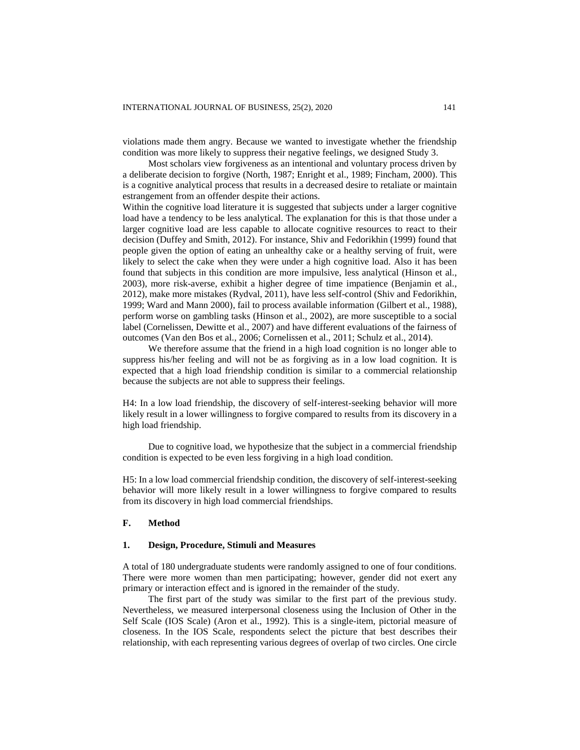violations made them angry. Because we wanted to investigate whether the friendship condition was more likely to suppress their negative feelings, we designed Study 3.

Most scholars view forgiveness as an intentional and voluntary process driven by a deliberate decision to forgive (North, 1987; Enright et al., 1989; Fincham, 2000). This is a cognitive analytical process that results in a decreased desire to retaliate or maintain estrangement from an offender despite their actions.

Within the cognitive load literature it is suggested that subjects under a larger cognitive load have a tendency to be less analytical. The explanation for this is that those under a larger cognitive load are less capable to allocate cognitive resources to react to their decision (Duffey and Smith, 2012). For instance, Shiv and Fedorikhin (1999) found that people given the option of eating an unhealthy cake or a healthy serving of fruit, were likely to select the cake when they were under a high cognitive load. Also it has been found that subjects in this condition are more impulsive, less analytical (Hinson et al., 2003), more risk-averse, exhibit a higher degree of time impatience (Benjamin et al., 2012), make more mistakes (Rydval, 2011), have less self-control (Shiv and Fedorikhin, 1999; Ward and Mann 2000), fail to process available information (Gilbert et al., 1988), perform worse on gambling tasks (Hinson et al., 2002), are more susceptible to a social label (Cornelissen, Dewitte et al., 2007) and have different evaluations of the fairness of outcomes (Van den Bos et al., 2006; Cornelissen et al., 2011; Schulz et al., 2014).

We therefore assume that the friend in a high load cognition is no longer able to suppress his/her feeling and will not be as forgiving as in a low load cognition. It is expected that a high load friendship condition is similar to a commercial relationship because the subjects are not able to suppress their feelings.

H4: In a low load friendship, the discovery of self-interest-seeking behavior will more likely result in a lower willingness to forgive compared to results from its discovery in a high load friendship.

Due to cognitive load, we hypothesize that the subject in a commercial friendship condition is expected to be even less forgiving in a high load condition.

H5: In a low load commercial friendship condition, the discovery of self-interest-seeking behavior will more likely result in a lower willingness to forgive compared to results from its discovery in high load commercial friendships.

## F. Method

### 1. Design, Procedure, Stimuli and Measures

A total of 180 undergraduate students were randomly assigned to one of four conditions. There were more women than men participating; however, gender did not exert any primary or interaction effect and is ignored in the remainder of the study.

The first part of the study was similar to the first part of the previous study. Nevertheless, we measured interpersonal closeness using the Inclusion of Other in the Self Scale (IOS Scale) (Aron et al., 1992). This is a single-item, pictorial measure of closeness. In the IOS Scale, respondents select the picture that best describes their relationship, with each representing various degrees of overlap of two circles. One circle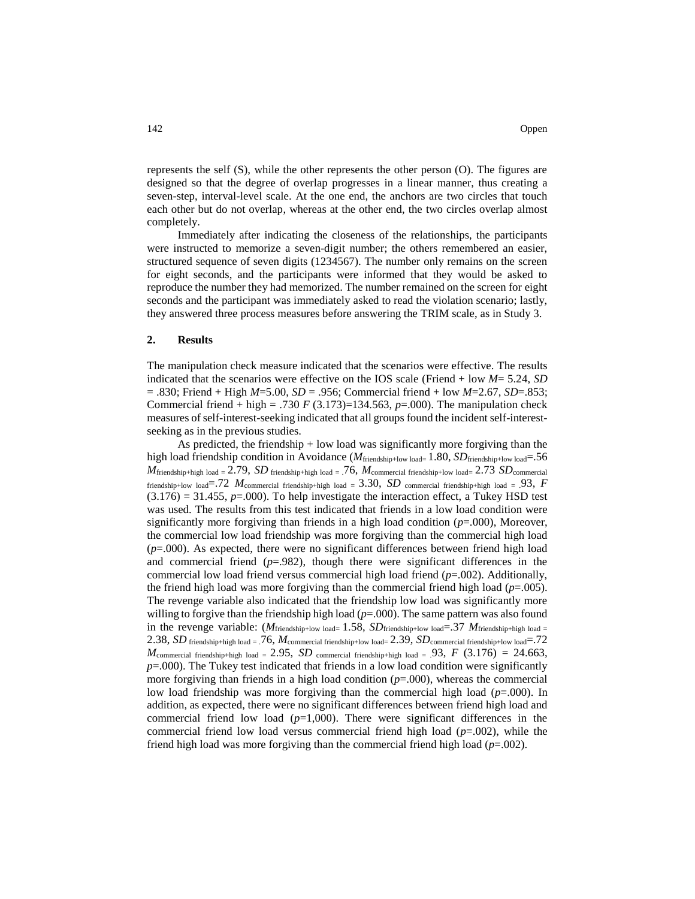represents the self (S), while the other represents the other person (O). The figures are designed so that the degree of overlap progresses in a linear manner, thus creating a seven-step, interval-level scale. At the one end, the anchors are two circles that touch each other but do not overlap, whereas at the other end, the two circles overlap almost completely.

Immediately after indicating the closeness of the relationships, the participants were instructed to memorize a seven-digit number; the others remembered an easier, structured sequence of seven digits (1234567). The number only remains on the screen for eight seconds, and the participants were informed that they would be asked to reproduce the number they had memorized. The number remained on the screen for eight seconds and the participant was immediately asked to read the violation scenario; lastly, they answered three process measures before answering the TRIM scale, as in Study 3.

## 2. Results

The manipulation check measure indicated that the scenarios were effective. The results indicated that the scenarios were effective on the IOS scale (Friend + low $M$= 5.24, $SD$ = .830; Friend + High $M$=5.00, $SD$ = .956; Commercial friend + low $M$=2.67, $SD$=.853; Commercial friend + high = .730 $F$ (3.173)=134.563, $p$=.000). The manipulation check measures of self-interest-seeking indicated that all groups found the incident self-interest-seeking as in the previous studies.

As predicted, the friendship + low load was significantly more forgiving than the high load friendship condition in Avoidance ($M_{\text{friendship+low load}}$= 1.80, $SD_{\text{friendship+low load}}$=.56 $M_{\text{friendship+high load}}$ = 2.79, $SD_{\text{friendship+high load}}$ = .76, $M_{\text{commercial friendship+low load}}$= 2.73 $SD_{\text{commercial friendship+low load}}$=.72 $M_{\text{commercial friendship+high load}}$ = 3.30, $SD_{\text{commercial friendship+high load}}$ = .93, $F$ (3.176) = 31.455, $p$=.000). To help investigate the interaction effect, a Tukey HSD test was used. The results from this test indicated that friends in a low load condition were significantly more forgiving than friends in a high load condition ($p$=.000), Moreover, the commercial low load friendship was more forgiving than the commercial high load ($p$=.000). As expected, there were no significant differences between friend high load and commercial friend ($p$=.982), though there were significant differences in the commercial low load friend versus commercial high load friend ($p$=.002). Additionally, the friend high load was more forgiving than the commercial friend high load ($p$=.005). The revenge variable also indicated that the friendship low load was significantly more willing to forgive than the friendship high load ($p$=.000). The same pattern was also found in the revenge variable: ($M_{\text{friendship+low load}}$= 1.58, $SD_{\text{friendship+low load}}$=.37 $M_{\text{friendship+high load}}$ = 2.38, $SD_{\text{friendship+high load}}$ = .76, $M_{\text{commercial friendship+low load}}$= 2.39, $SD_{\text{commercial friendship+low load}}$=.72 $M_{\text{commercial friendship+high load}}$ = 2.95, $SD_{\text{commercial friendship+high load}}$ = .93, $F$ (3.176) = 24.663, $p$=.000). The Tukey test indicated that friends in a low load condition were significantly more forgiving than friends in a high load condition ($p$=.000), whereas the commercial low load friendship was more forgiving than the commercial high load ($p$=.000). In addition, as expected, there were no significant differences between friend high load and commercial friend low load ($p$=1,000). There were significant differences in the commercial friend low load versus commercial friend high load ($p$=.002), while the friend high load was more forgiving than the commercial friend high load ($p$=.002).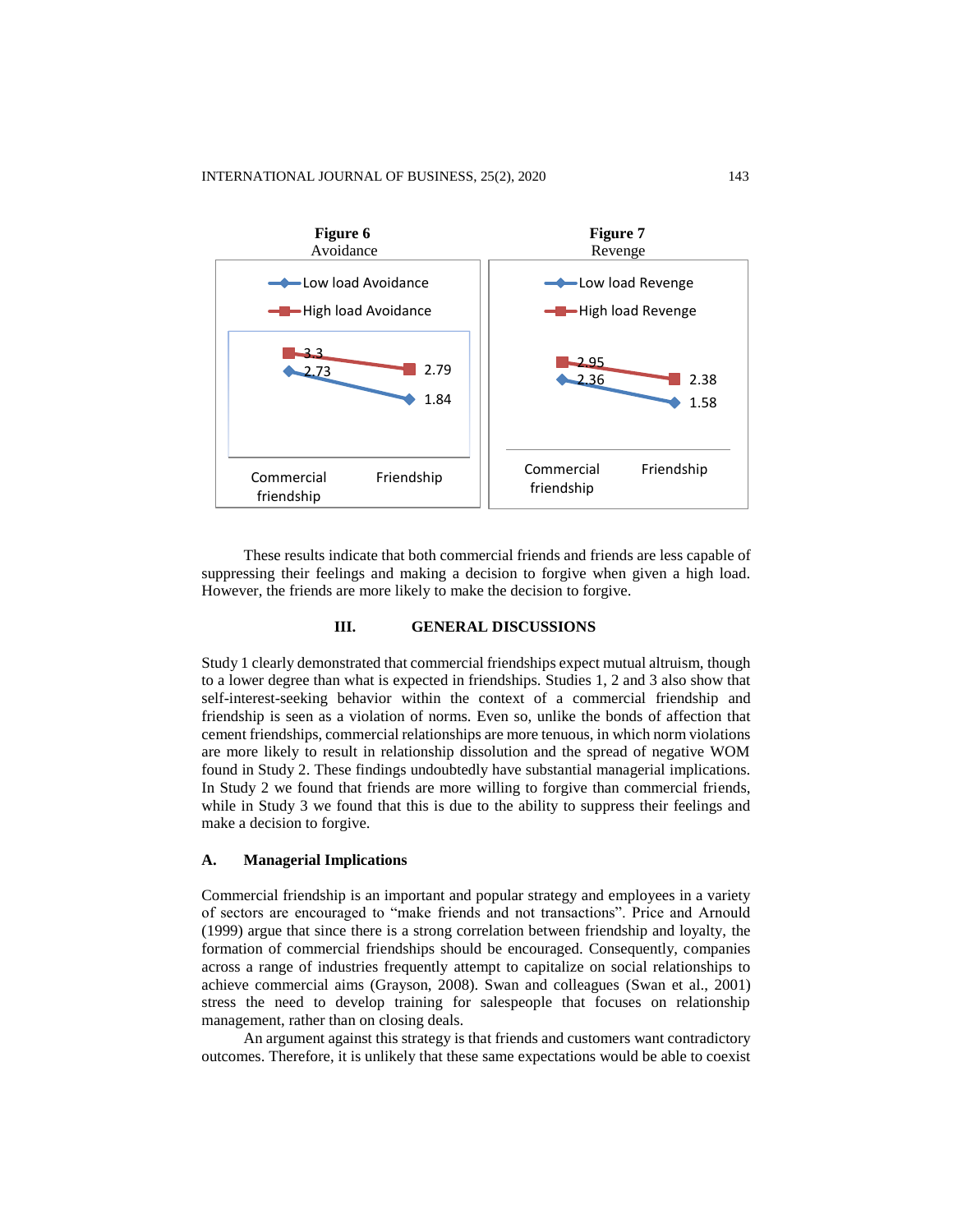**Figure 6**
Avoidance

| | Commercial friendship | Friendship |
|---|---|---|
| Low load Avoidance | 2.73 | 1.84 |
| High load Avoidance | 3.3 | 2.79 |

**Figure 7**
Revenge

| | Commercial friendship | Friendship |
|---|---|---|
| Low load Revenge | 2.36 | 1.58 |
| High load Revenge | 2.95 | 2.38 |

These results indicate that both commercial friends and friends are less capable of suppressing their feelings and making a decision to forgive when given a high load. However, the friends are more likely to make the decision to forgive.

## III. GENERAL DISCUSSIONS

Study 1 clearly demonstrated that commercial friendships expect mutual altruism, though to a lower degree than what is expected in friendships. Studies 1, 2 and 3 also show that self-interest-seeking behavior within the context of a commercial friendship and friendship is seen as a violation of norms. Even so, unlike the bonds of affection that cement friendships, commercial relationships are more tenuous, in which norm violations are more likely to result in relationship dissolution and the spread of negative WOM found in Study 2. These findings undoubtedly have substantial managerial implications. In Study 2 we found that friends are more willing to forgive than commercial friends, while in Study 3 we found that this is due to the ability to suppress their feelings and make a decision to forgive.

### A. Managerial Implications

Commercial friendship is an important and popular strategy and employees in a variety of sectors are encouraged to "make friends and not transactions". Price and Arnould (1999) argue that since there is a strong correlation between friendship and loyalty, the formation of commercial friendships should be encouraged. Consequently, companies across a range of industries frequently attempt to capitalize on social relationships to achieve commercial aims (Grayson, 2008). Swan and colleagues (Swan et al., 2001) stress the need to develop training for salespeople that focuses on relationship management, rather than on closing deals.

An argument against this strategy is that friends and customers want contradictory outcomes. Therefore, it is unlikely that these same expectations would be able to coexist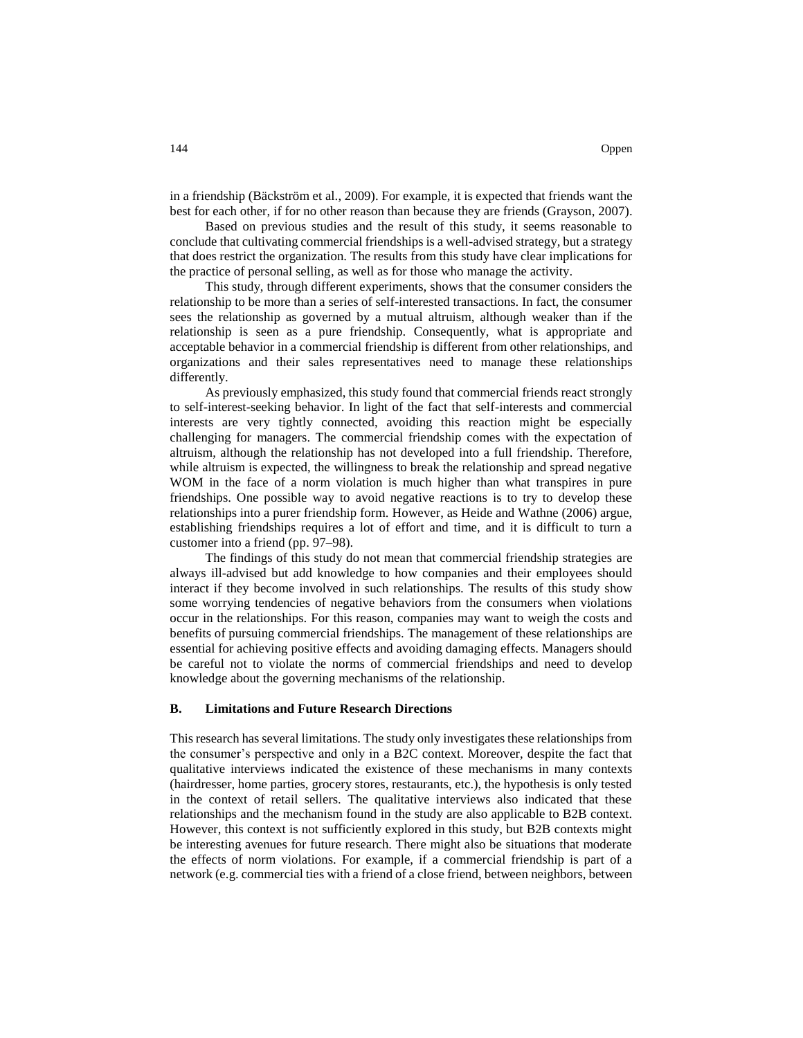in a friendship (Bäckström et al., 2009). For example, it is expected that friends want the best for each other, if for no other reason than because they are friends (Grayson, 2007).

Based on previous studies and the result of this study, it seems reasonable to conclude that cultivating commercial friendships is a well-advised strategy, but a strategy that does restrict the organization. The results from this study have clear implications for the practice of personal selling, as well as for those who manage the activity.

This study, through different experiments, shows that the consumer considers the relationship to be more than a series of self-interested transactions. In fact, the consumer sees the relationship as governed by a mutual altruism, although weaker than if the relationship is seen as a pure friendship. Consequently, what is appropriate and acceptable behavior in a commercial friendship is different from other relationships, and organizations and their sales representatives need to manage these relationships differently.

As previously emphasized, this study found that commercial friends react strongly to self-interest-seeking behavior. In light of the fact that self-interests and commercial interests are very tightly connected, avoiding this reaction might be especially challenging for managers. The commercial friendship comes with the expectation of altruism, although the relationship has not developed into a full friendship. Therefore, while altruism is expected, the willingness to break the relationship and spread negative WOM in the face of a norm violation is much higher than what transpires in pure friendships. One possible way to avoid negative reactions is to try to develop these relationships into a purer friendship form. However, as Heide and Wathne (2006) argue, establishing friendships requires a lot of effort and time, and it is difficult to turn a customer into a friend (pp. 97–98).

The findings of this study do not mean that commercial friendship strategies are always ill-advised but add knowledge to how companies and their employees should interact if they become involved in such relationships. The results of this study show some worrying tendencies of negative behaviors from the consumers when violations occur in the relationships. For this reason, companies may want to weigh the costs and benefits of pursuing commercial friendships. The management of these relationships are essential for achieving positive effects and avoiding damaging effects. Managers should be careful not to violate the norms of commercial friendships and need to develop knowledge about the governing mechanisms of the relationship.

### B. Limitations and Future Research Directions

This research has several limitations. The study only investigates these relationships from the consumer's perspective and only in a B2C context. Moreover, despite the fact that qualitative interviews indicated the existence of these mechanisms in many contexts (hairdresser, home parties, grocery stores, restaurants, etc.), the hypothesis is only tested in the context of retail sellers. The qualitative interviews also indicated that these relationships and the mechanism found in the study are also applicable to B2B context. However, this context is not sufficiently explored in this study, but B2B contexts might be interesting avenues for future research. There might also be situations that moderate the effects of norm violations. For example, if a commercial friendship is part of a network (e.g. commercial ties with a friend of a close friend, between neighbors, between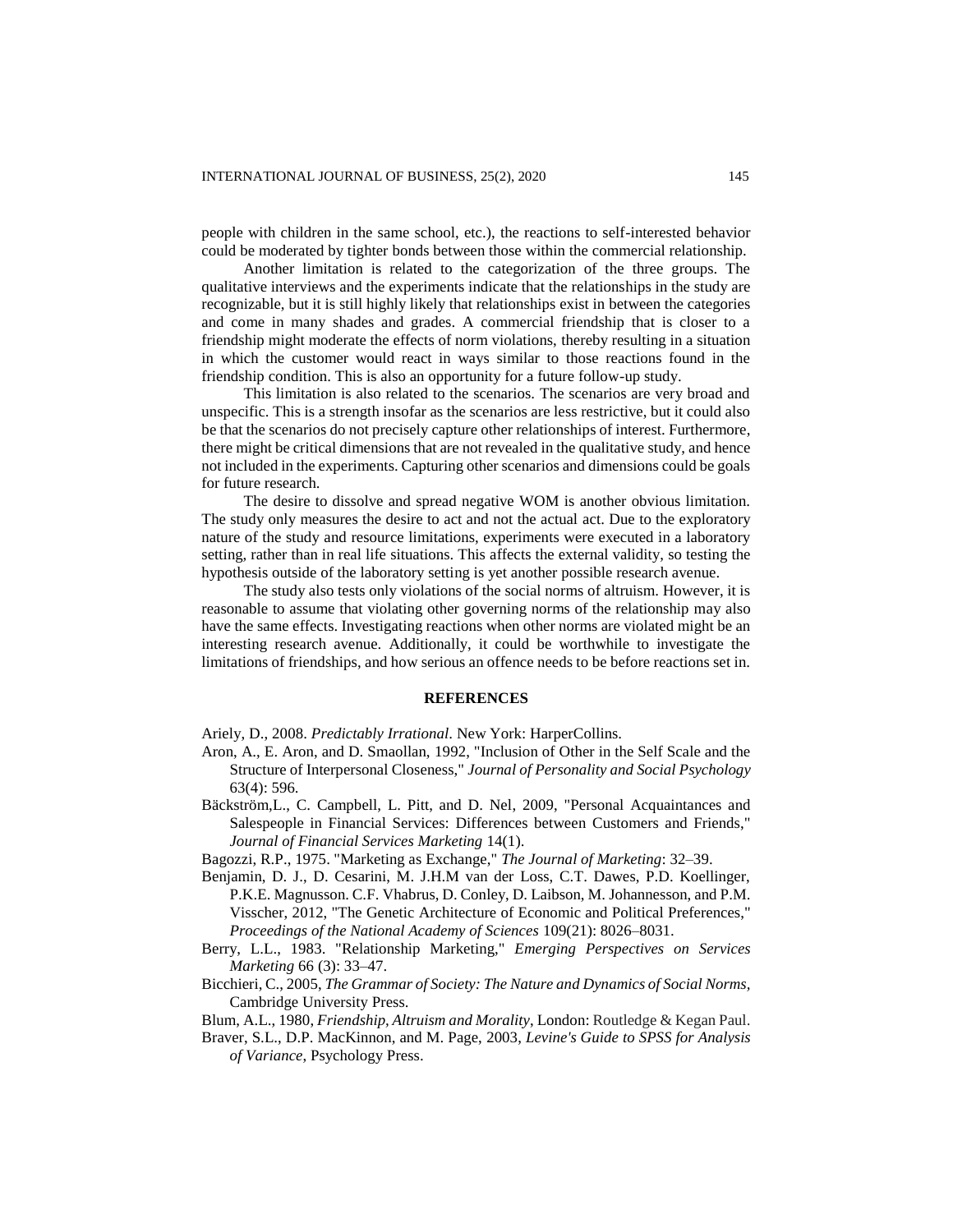people with children in the same school, etc.), the reactions to self-interested behavior could be moderated by tighter bonds between those within the commercial relationship.

Another limitation is related to the categorization of the three groups. The qualitative interviews and the experiments indicate that the relationships in the study are recognizable, but it is still highly likely that relationships exist in between the categories and come in many shades and grades. A commercial friendship that is closer to a friendship might moderate the effects of norm violations, thereby resulting in a situation in which the customer would react in ways similar to those reactions found in the friendship condition. This is also an opportunity for a future follow-up study.

This limitation is also related to the scenarios. The scenarios are very broad and unspecific. This is a strength insofar as the scenarios are less restrictive, but it could also be that the scenarios do not precisely capture other relationships of interest. Furthermore, there might be critical dimensions that are not revealed in the qualitative study, and hence not included in the experiments. Capturing other scenarios and dimensions could be goals for future research.

The desire to dissolve and spread negative WOM is another obvious limitation. The study only measures the desire to act and not the actual act. Due to the exploratory nature of the study and resource limitations, experiments were executed in a laboratory setting, rather than in real life situations. This affects the external validity, so testing the hypothesis outside of the laboratory setting is yet another possible research avenue.

The study also tests only violations of the social norms of altruism. However, it is reasonable to assume that violating other governing norms of the relationship may also have the same effects. Investigating reactions when other norms are violated might be an interesting research avenue. Additionally, it could be worthwhile to investigate the limitations of friendships, and how serious an offence needs to be before reactions set in.

## REFERENCES

Ariely, D., 2008. *Predictably Irrational*. New York: HarperCollins.

Aron, A., E. Aron, and D. Smaollan, 1992, "Inclusion of Other in the Self Scale and the Structure of Interpersonal Closeness," *Journal of Personality and Social Psychology* 63(4): 596.

Bäckström,L., C. Campbell, L. Pitt, and D. Nel, 2009, "Personal Acquaintances and Salespeople in Financial Services: Differences between Customers and Friends," *Journal of Financial Services Marketing* 14(1).

Bagozzi, R.P., 1975. "Marketing as Exchange," *The Journal of Marketing*: 32–39.

Benjamin, D. J., D. Cesarini, M. J.H.M van der Loss, C.T. Dawes, P.D. Koellinger, P.K.E. Magnusson. C.F. Vhabrus, D. Conley, D. Laibson, M. Johannesson, and P.M. Visscher, 2012, "The Genetic Architecture of Economic and Political Preferences," *Proceedings of the National Academy of Sciences* 109(21): 8026–8031.

Berry, L.L., 1983. "Relationship Marketing," *Emerging Perspectives on Services Marketing* 66 (3): 33–47.

Bicchieri, C., 2005, *The Grammar of Society: The Nature and Dynamics of Social Norms*, Cambridge University Press.

Blum, A.L., 1980, *Friendship, Altruism and Morality*, London: Routledge & Kegan Paul.

Braver, S.L., D.P. MacKinnon, and M. Page, 2003, *Levine's Guide to SPSS for Analysis of Variance*, Psychology Press.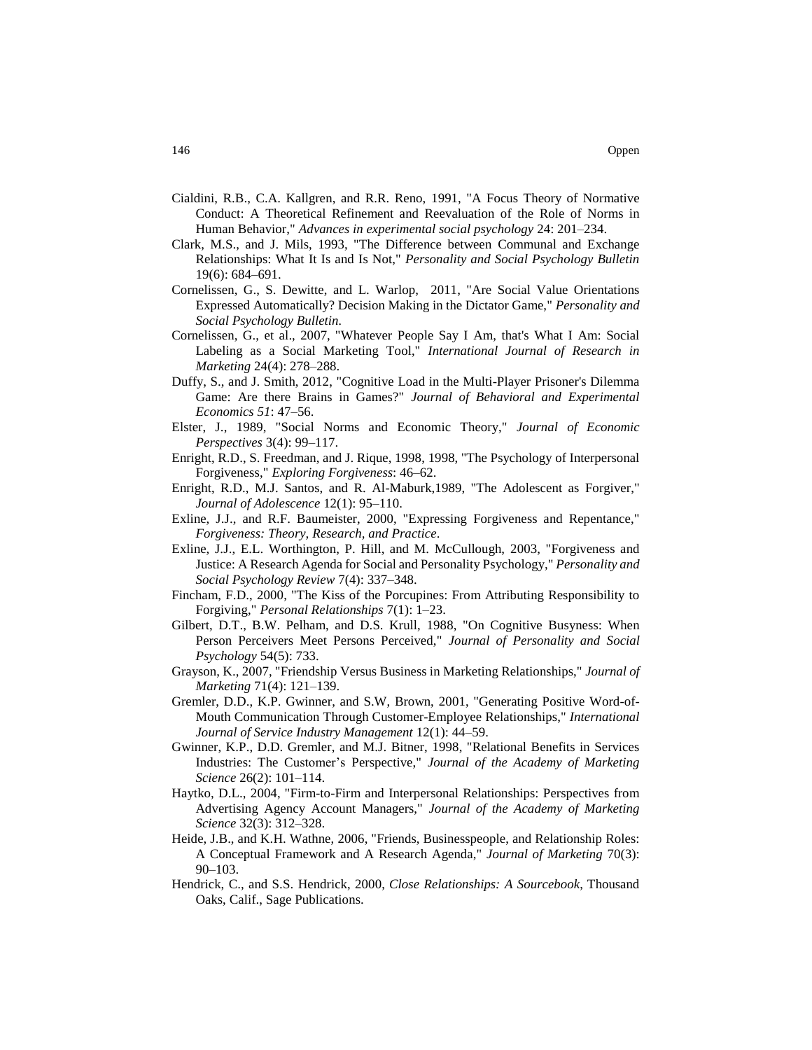Cialdini, R.B., C.A. Kallgren, and R.R. Reno, 1991, "A Focus Theory of Normative Conduct: A Theoretical Refinement and Reevaluation of the Role of Norms in Human Behavior," *Advances in experimental social psychology* 24: 201–234.

Clark, M.S., and J. Mils, 1993, "The Difference between Communal and Exchange Relationships: What It Is and Is Not," *Personality and Social Psychology Bulletin* 19(6): 684–691.

Cornelissen, G., S. Dewitte, and L. Warlop, 2011, "Are Social Value Orientations Expressed Automatically? Decision Making in the Dictator Game," *Personality and Social Psychology Bulletin*.

Cornelissen, G., et al., 2007, "Whatever People Say I Am, that's What I Am: Social Labeling as a Social Marketing Tool," *International Journal of Research in Marketing* 24(4): 278–288.

Duffy, S., and J. Smith, 2012, "Cognitive Load in the Multi-Player Prisoner's Dilemma Game: Are there Brains in Games?" *Journal of Behavioral and Experimental Economics 51*: 47–56.

Elster, J., 1989, "Social Norms and Economic Theory," *Journal of Economic Perspectives* 3(4): 99–117.

Enright, R.D., S. Freedman, and J. Rique, 1998, 1998, "The Psychology of Interpersonal Forgiveness," *Exploring Forgiveness*: 46–62.

Enright, R.D., M.J. Santos, and R. Al-Maburk,1989, "The Adolescent as Forgiver," *Journal of Adolescence* 12(1): 95–110.

Exline, J.J., and R.F. Baumeister, 2000, "Expressing Forgiveness and Repentance," *Forgiveness: Theory, Research, and Practice*.

Exline, J.J., E.L. Worthington, P. Hill, and M. McCullough, 2003, "Forgiveness and Justice: A Research Agenda for Social and Personality Psychology," *Personality and Social Psychology Review* 7(4): 337–348.

Fincham, F.D., 2000, "The Kiss of the Porcupines: From Attributing Responsibility to Forgiving," *Personal Relationships* 7(1): 1–23.

Gilbert, D.T., B.W. Pelham, and D.S. Krull, 1988, "On Cognitive Busyness: When Person Perceivers Meet Persons Perceived," *Journal of Personality and Social Psychology* 54(5): 733.

Grayson, K., 2007, "Friendship Versus Business in Marketing Relationships," *Journal of Marketing* 71(4): 121–139.

Gremler, D.D., K.P. Gwinner, and S.W, Brown, 2001, "Generating Positive Word-of-Mouth Communication Through Customer-Employee Relationships," *International Journal of Service Industry Management* 12(1): 44–59.

Gwinner, K.P., D.D. Gremler, and M.J. Bitner, 1998, "Relational Benefits in Services Industries: The Customer's Perspective," *Journal of the Academy of Marketing Science* 26(2): 101–114.

Haytko, D.L., 2004, "Firm-to-Firm and Interpersonal Relationships: Perspectives from Advertising Agency Account Managers," *Journal of the Academy of Marketing Science* 32(3): 312–328.

Heide, J.B., and K.H. Wathne, 2006, "Friends, Businesspeople, and Relationship Roles: A Conceptual Framework and A Research Agenda," *Journal of Marketing* 70(3): 90–103.

Hendrick, C., and S.S. Hendrick, 2000, *Close Relationships: A Sourcebook*, Thousand Oaks, Calif., Sage Publications.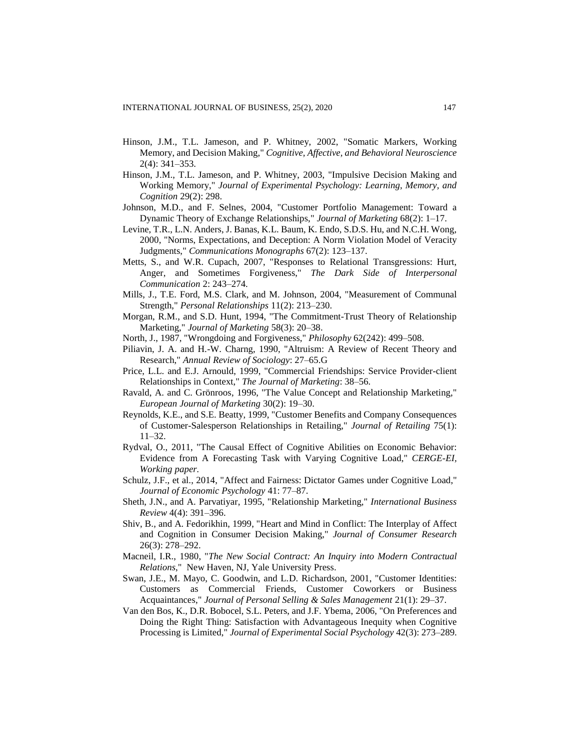Hinson, J.M., T.L. Jameson, and P. Whitney, 2002, "Somatic Markers, Working Memory, and Decision Making," *Cognitive, Affective, and Behavioral Neuroscience* 2(4): 341–353.

Hinson, J.M., T.L. Jameson, and P. Whitney, 2003, "Impulsive Decision Making and Working Memory," *Journal of Experimental Psychology: Learning, Memory, and Cognition* 29(2): 298.

Johnson, M.D., and F. Selnes, 2004, "Customer Portfolio Management: Toward a Dynamic Theory of Exchange Relationships," *Journal of Marketing* 68(2): 1–17.

Levine, T.R., L.N. Anders, J. Banas, K.L. Baum, K. Endo, S.D.S. Hu, and N.C.H. Wong, 2000, "Norms, Expectations, and Deception: A Norm Violation Model of Veracity Judgments," *Communications Monographs* 67(2): 123–137.

Metts, S., and W.R. Cupach, 2007, "Responses to Relational Transgressions: Hurt, Anger, and Sometimes Forgiveness," *The Dark Side of Interpersonal Communication* 2: 243–274.

Mills, J., T.E. Ford, M.S. Clark, and M. Johnson, 2004, "Measurement of Communal Strength," *Personal Relationships* 11(2): 213–230.

Morgan, R.M., and S.D. Hunt, 1994, "The Commitment-Trust Theory of Relationship Marketing," *Journal of Marketing* 58(3): 20–38.

North, J., 1987, "Wrongdoing and Forgiveness," *Philosophy* 62(242): 499–508.

Piliavin, J. A. and H.-W. Charng, 1990, "Altruism: A Review of Recent Theory and Research," *Annual Review of Sociology*: 27–65.G

Price, L.L. and E.J. Arnould, 1999, "Commercial Friendships: Service Provider-client Relationships in Context," *The Journal of Marketing*: 38–56.

Ravald, A. and C. Grönroos, 1996, "The Value Concept and Relationship Marketing," *European Journal of Marketing* 30(2): 19–30.

Reynolds, K.E., and S.E. Beatty, 1999, "Customer Benefits and Company Consequences of Customer-Salesperson Relationships in Retailing," *Journal of Retailing* 75(1): 11–32.

Rydval, O., 2011, "The Causal Effect of Cognitive Abilities on Economic Behavior: Evidence from A Forecasting Task with Varying Cognitive Load," *CERGE-EI, Working paper.*

Schulz, J.F., et al., 2014, "Affect and Fairness: Dictator Games under Cognitive Load," *Journal of Economic Psychology* 41: 77–87.

Sheth, J.N., and A. Parvatiyar, 1995, "Relationship Marketing," *International Business Review* 4(4): 391–396.

Shiv, B., and A. Fedorikhin, 1999, "Heart and Mind in Conflict: The Interplay of Affect and Cognition in Consumer Decision Making," *Journal of Consumer Research* 26(3): 278–292.

Macneil, I.R., 1980, "*The New Social Contract: An Inquiry into Modern Contractual Relations*," New Haven, NJ, Yale University Press.

Swan, J.E., M. Mayo, C. Goodwin, and L.D. Richardson, 2001, "Customer Identities: Customers as Commercial Friends, Customer Coworkers or Business Acquaintances," *Journal of Personal Selling & Sales Management* 21(1): 29–37.

Van den Bos, K., D.R. Bobocel, S.L. Peters, and J.F. Ybema, 2006, "On Preferences and Doing the Right Thing: Satisfaction with Advantageous Inequity when Cognitive Processing is Limited," *Journal of Experimental Social Psychology* 42(3): 273–289.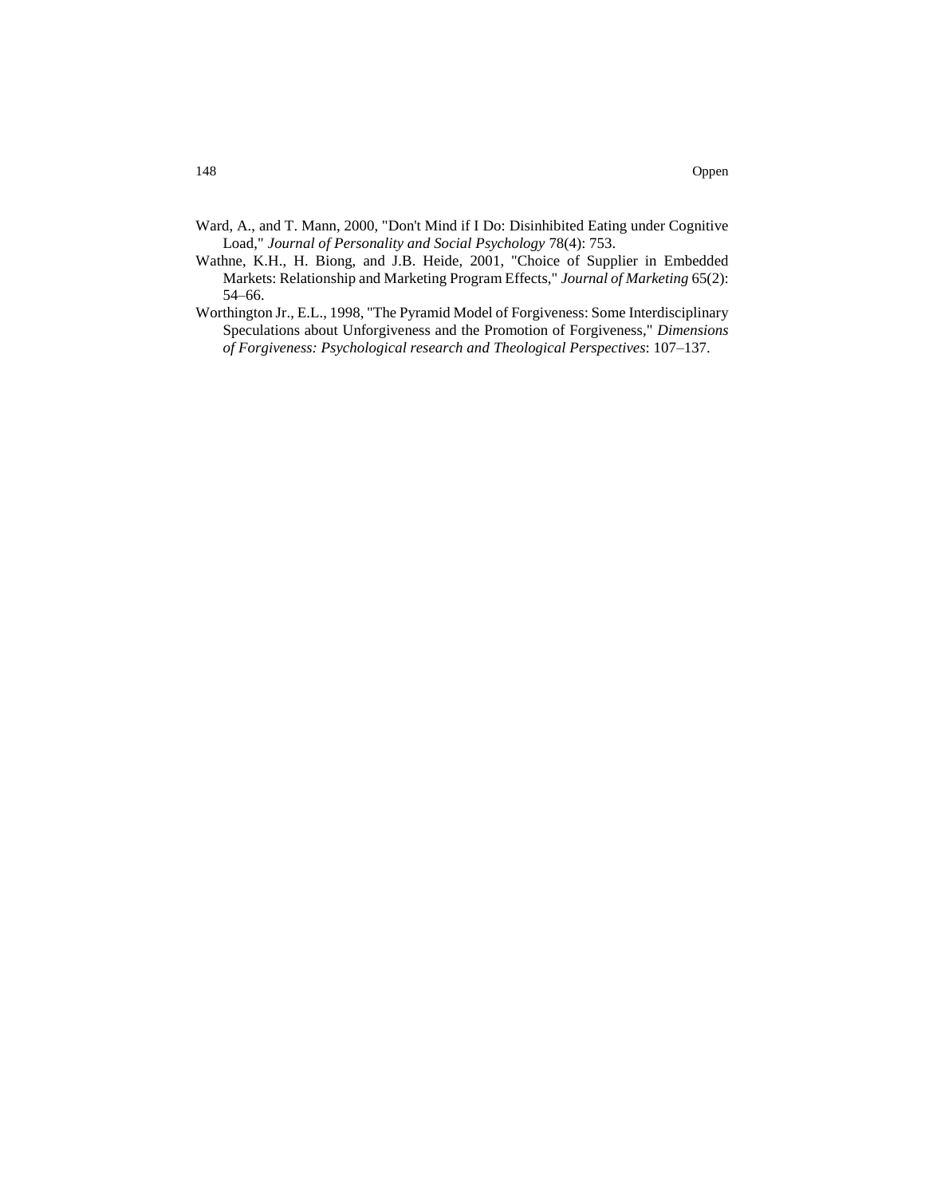Ward, A., and T. Mann, 2000, "Don't Mind if I Do: Disinhibited Eating under Cognitive Load," *Journal of Personality and Social Psychology* 78(4): 753.

Wathne, K.H., H. Biong, and J.B. Heide, 2001, "Choice of Supplier in Embedded Markets: Relationship and Marketing Program Effects," *Journal of Marketing* 65(2): 54–66.

Worthington Jr., E.L., 1998, "The Pyramid Model of Forgiveness: Some Interdisciplinary Speculations about Unforgiveness and the Promotion of Forgiveness," *Dimensions of Forgiveness: Psychological research and Theological Perspectives*: 107–137.